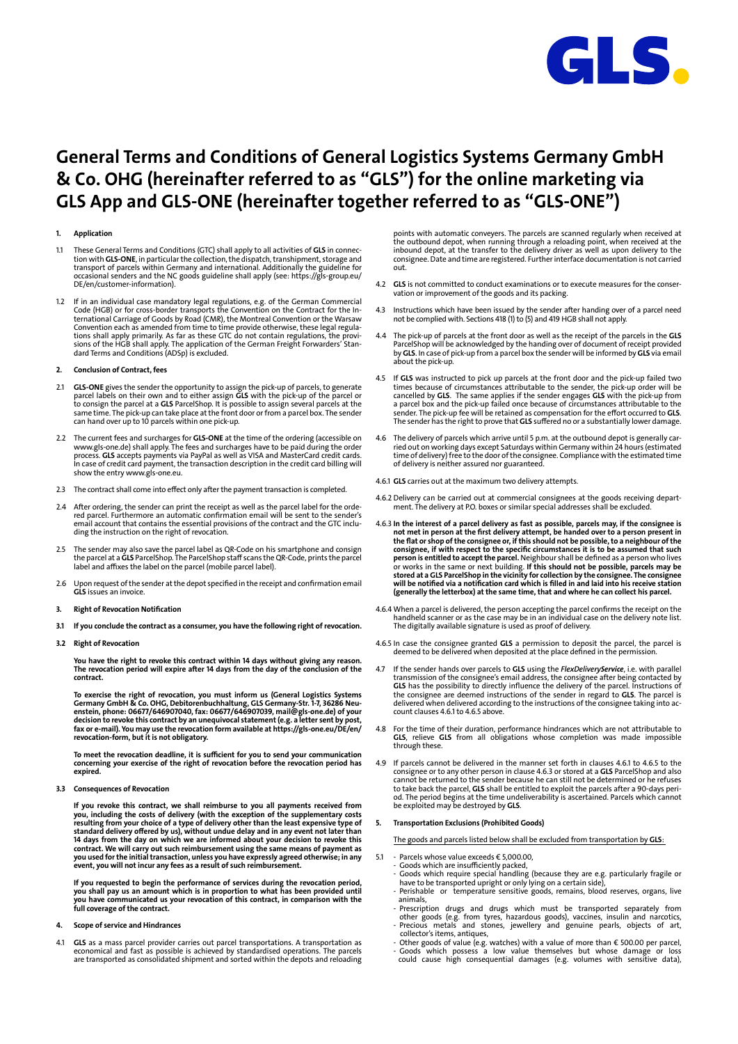# General Terms and Conditions of General Logistics Systems Germany GmbH & Co. OHG (hereinafter referred to as "GLS") for the online marketing via GLS App and GLS-ONE (hereinafter together referred to as "GLS-ONE")

## 1. Application

1.1 These General Terms and Conditions (GTC) shall apply to all activities of **GLS** in connection with **GLS-ONE**, in particular the collection, the dispatch, transhipment, storage and transport of parcels within Germany and international. Additionally the guideline for occasional senders and the NC goods guideline shall apply (see: https://gls-group.eu/DE/en/customer-information).

1.2 If in an individual case mandatory legal regulations, e.g. of the German Commercial Code (HGB) or for cross-border transports the Convention on the Contract for the International Carriage of Goods by Road (CMR), the Montreal Convention or the Warsaw Convention each as amended from time to time provide otherwise, these legal regulations shall apply primarily. As far as these GTC do not contain regulations, the provisions of the HGB shall apply. The application of the German Freight Forwarders' Standard Terms and Conditions (ADSp) is excluded.

## 2. Conclusion of Contract, fees

2.1 **GLS-ONE** gives the sender the opportunity to assign the pick-up of parcels, to generate parcel labels on their own and to either assign **GLS** with the pick-up of the parcel or to consign the parcel at a **GLS** ParcelShop. It is possible to assign several parcels at the same time. The pick-up can take place at the front door or from a parcel box. The sender can hand over up to 10 parcels within one pick-up.

2.2 The current fees and surcharges for **GLS-ONE** at the time of the ordering (accessible on www.gls-one.de) shall apply. The fees and surcharges have to be paid during the order process. **GLS** accepts payments via PayPal as well as VISA and MasterCard credit cards. In case of credit card payment, the transaction description in the credit card billing will show the entry www.gls-one.eu.

2.3 The contract shall come into effect only after the payment transaction is completed.

2.4 After ordering, the sender can print the receipt as well as the parcel label for the ordered parcel. Furthermore an automatic confirmation email will be sent to the sender's email account that contains the essential provisions of the contract and the GTC including the instruction on the right of revocation.

2.5 The sender may also save the parcel label as QR-Code on his smartphone and consign the parcel at a **GLS** ParcelShop. The ParcelShop staff scans the QR-Code, prints the parcel label and affixes the label on the parcel (mobile parcel label).

2.6 Upon request of the sender at the depot specified in the receipt and confirmation email **GLS** issues an invoice.

## 3. Right of Revocation Notification

**3.1 If you conclude the contract as a consumer, you have the following right of revocation.**

**3.2 Right of Revocation**

**You have the right to revoke this contract within 14 days without giving any reason. The revocation period will expire after 14 days from the day of the conclusion of the contract.**

**To exercise the right of revocation, you must inform us (General Logistics Systems Germany GmbH & Co. OHG, Debitorenbuchhaltung, GLS Germany-Str. 1-7, 36286 Neuenstein, phone: 06677/646907040, fax: 06677/646907039, mail@gls-one.de) of your decision to revoke this contract by an unequivocal statement (e.g. a letter sent by post, fax or e-mail). You may use the revocation form available at https://gls-one.eu/DE/en/revocation-form, but it is not obligatory.**

**To meet the revocation deadline, it is sufficient for you to send your communication concerning your exercise of the right of revocation before the revocation period has expired.**

**3.3 Consequences of Revocation**

**If you revoke this contract, we shall reimburse to you all payments received from you, including the costs of delivery (with the exception of the supplementary costs resulting from your choice of a type of delivery other than the least expensive type of standard delivery offered by us), without undue delay and in any event not later than 14 days from the day on which we are informed about your decision to revoke this contract. We will carry out such reimbursement using the same means of payment as you used for the initial transaction, unless you have expressly agreed otherwise; in any event, you will not incur any fees as a result of such reimbursement.**

**If you requested to begin the performance of services during the revocation period, you shall pay us an amount which is in proportion to what has been provided until you have communicated us your revocation of this contract, in comparison with the full coverage of the contract.**

## 4. Scope of service and Hindrances

4.1 **GLS** as a mass parcel provider carries out parcel transportations. A transportation as economical and fast as possible is achieved by standardised operations. The parcels are transported as consolidated shipment and sorted within the depots and reloading points with automatic conveyers. The parcels are scanned regularly when received at the outbound depot, when running through a reloading point, when received at the inbound depot, at the transfer to the delivery driver as well as upon delivery to the consignee. Date and time are registered. Further interface documentation is not carried out.

4.2 **GLS** is not committed to conduct examinations or to execute measures for the conservation or improvement of the goods and its packing.

4.3 Instructions which have been issued by the sender after handing over of a parcel need not be complied with. Sections 418 (1) to (5) and 419 HGB shall not apply.

4.4 The pick-up of parcels at the front door as well as the receipt of the parcels in the **GLS** ParcelShop will be acknowledged by the handing over of document of receipt provided by **GLS**. In case of pick-up from a parcel box the sender will be informed by **GLS** via email about the pick-up.

4.5 If **GLS** was instructed to pick up parcels at the front door and the pick-up failed two times because of circumstances attributable to the sender, the pick-up order will be cancelled by **GLS**. The same applies if the sender engages **GLS** with the pick-up from a parcel box and the pick-up failed once because of circumstances attributable to the sender. The pick-up fee will be retained as compensation for the effort occurred to **GLS**. The sender has the right to prove that **GLS** suffered no or a substantially lower damage.

4.6 The delivery of parcels which arrive until 5 p.m. at the outbound depot is generally carried out on working days except Saturdays within Germany within 24 hours (estimated time of delivery) free to the door of the consignee. Compliance with the estimated time of delivery is neither assured nor guaranteed.

4.6.1 **GLS** carries out at the maximum two delivery attempts.

4.6.2 Delivery can be carried out at commercial consignees at the goods receiving department. The delivery at P.O. boxes or similar special addresses shall be excluded.

4.6.3 **In the interest of a parcel delivery as fast as possible, parcels may, if the consignee is not met in person at the first delivery attempt, be handed over to a person present in the flat or shop of the consignee or, if this should not be possible, to a neighbour of the consignee, if with respect to the specific circumstances it is to be assumed that such person is entitled to accept the parcel.** Neighbour shall be defined as a person who lives or works in the same or next building. **If this should not be possible, parcels may be stored at a GLS ParcelShop in the vicinity for collection by the consignee. The consignee will be notified via a notification card which is filled in and laid into his receive station (generally the letterbox) at the same time, that and where he can collect his parcel.**

4.6.4 When a parcel is delivered, the person accepting the parcel confirms the receipt on the handheld scanner or as the case may be in an individual case on the delivery note list. The digitally available signature is used as proof of delivery.

4.6.5 In case the consignee granted **GLS** a permission to deposit the parcel, the parcel is deemed to be delivered when deposited at the place defined in the permission.

4.7 If the sender hands over parcels to **GLS** using the ***FlexDeliveryService***, i.e. with parallel transmission of the consignee's email address, the consignee after being contacted by **GLS** has the possibility to directly influence the delivery of the parcel. Instructions of the consignee are deemed instructions of the sender in regard to **GLS**. The parcel is delivered when delivered according to the instructions of the consignee taking into account clauses 4.6.1 to 4.6.5 above.

4.8 For the time of their duration, performance hindrances which are not attributable to **GLS**, relieve **GLS** from all obligations whose completion was made impossible through these.

4.9 If parcels cannot be delivered in the manner set forth in clauses 4.6.1 to 4.6.5 to the consignee or to any other person in clause 4.6.3 or stored at a **GLS** ParcelShop and also cannot be returned to the sender because he can still not be determined or he refuses to take back the parcel, **GLS** shall be entitled to exploit the parcels after a 90-days period. The period begins at the time undeliverability is ascertained. Parcels which cannot be exploited may be destroyed by **GLS**.

## 5. Transportation Exclusions (Prohibited Goods)

The goods and parcels listed below shall be excluded from transportation by **GLS**:

5.1
- Parcels whose value exceeds € 5,000.00,
- Goods which are insufficiently packed,
- Goods which require special handling (because they are e.g. particularly fragile or have to be transported upright or only lying on a certain side),
- Perishable or temperature sensitive goods, remains, blood reserves, organs, live animals,
- Prescription drugs and drugs which must be transported separately from other goods (e.g. from tyres, hazardous goods), vaccines, insulin and narcotics,
- Precious metals and stones, jewellery and genuine pearls, objects of art, collector's items, antiques,
- Other goods of value (e.g. watches) with a value of more than € 500.00 per parcel,
- Goods which possess a low value themselves but whose damage or loss could cause high consequential damages (e.g. volumes with sensitive data),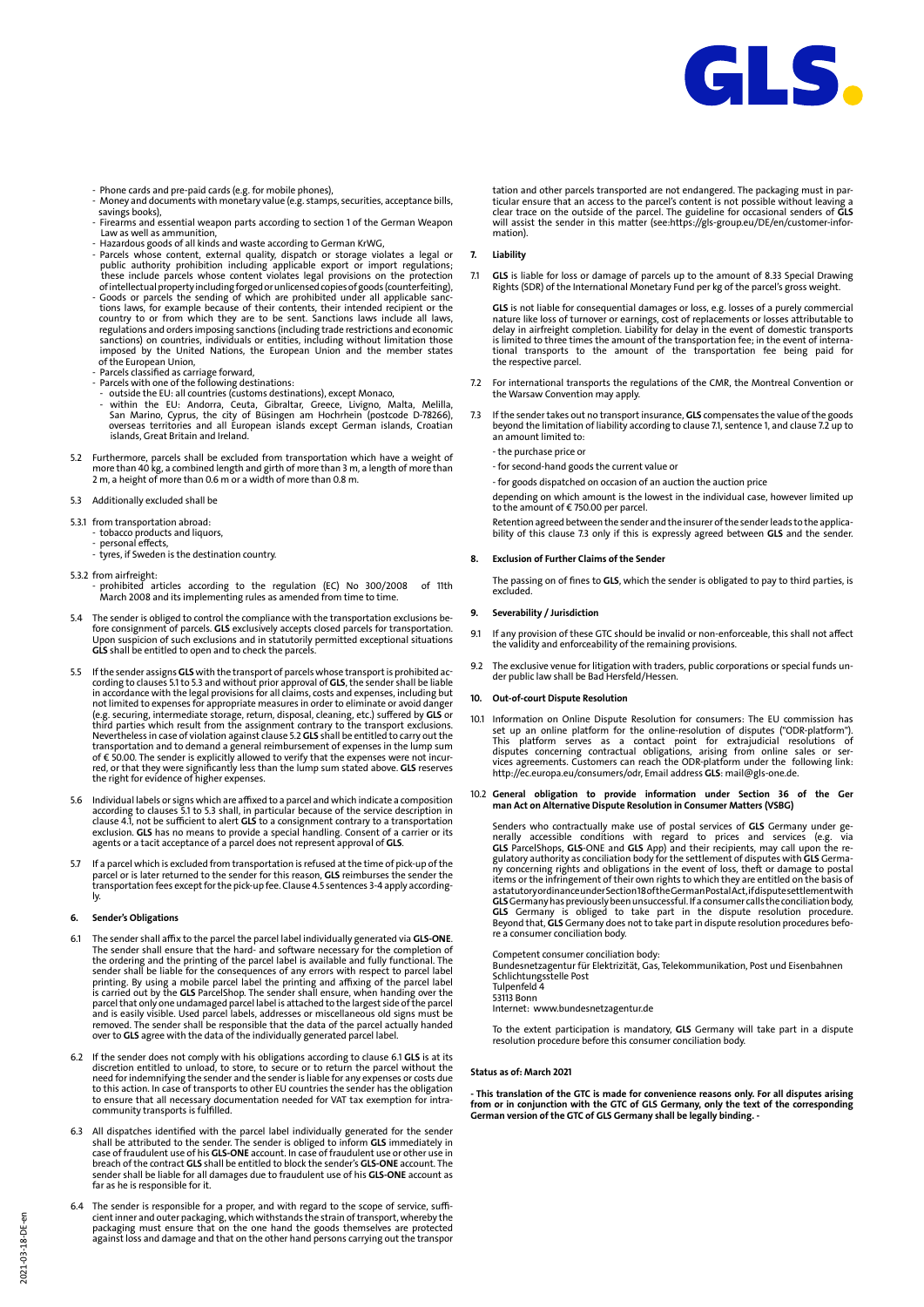- Phone cards and pre-paid cards (e.g. for mobile phones),
- Money and documents with monetary value (e.g. stamps, securities, acceptance bills, savings books),
- Firearms and essential weapon parts according to section 1 of the German Weapon Law as well as ammunition,
- Hazardous goods of all kinds and waste according to German KrWG,
- Parcels whose content, external quality, dispatch or storage violates a legal or public authority prohibition including applicable export or import regulations; these include parcels whose content violates legal provisions on the protection of intellectual property including forged or unlicensed copies of goods (counterfeiting),
- Goods or parcels the sending of which are prohibited under all applicable sanctions laws, for example because of their contents, their intended recipient or the country to or from which they are to be sent. Sanctions laws include all laws, regulations and orders imposing sanctions (including trade restrictions and economic sanctions) on countries, individuals or entities, including without limitation those imposed by the United Nations, the European Union and the member states of the European Union,
- Parcels classified as carriage forward,
- Parcels with one of the following destinations:
  - outside the EU: all countries (customs destinations), except Monaco,
  - within the EU: Andorra, Ceuta, Gibraltar, Greece, Livigno, Malta, Melilla, San Marino, Cyprus, the city of Büsingen am Hochrhein (postcode D-78266), overseas territories and all European islands except German islands, Croatian islands, Great Britain and Ireland.

5.2 Furthermore, parcels shall be excluded from transportation which have a weight of more than 40 kg, a combined length and girth of more than 3 m, a length of more than 2 m, a height of more than 0.6 m or a width of more than 0.8 m.

5.3 Additionally excluded shall be

5.3.1 from transportation abroad:
- tobacco products and liquors,
- personal effects,
- tyres, if Sweden is the destination country.

5.3.2 from airfreight:
- prohibited articles according to the regulation (EC) No 300/2008 of 11th March 2008 and its implementing rules as amended from time to time.

5.4 The sender is obliged to control the compliance with the transportation exclusions before consignment of parcels. **GLS** exclusively accepts closed parcels for transportation. Upon suspicion of such exclusions and in statutorily permitted exceptional situations **GLS** shall be entitled to open and to check the parcels.

5.5 If the sender assigns **GLS** with the transport of parcels whose transport is prohibited according to clauses 5.1 to 5.3 and without prior approval of **GLS**, the sender shall be liable in accordance with the legal provisions for all claims, costs and expenses, including but not limited to expenses for appropriate measures in order to eliminate or avoid danger (e.g. securing, intermediate storage, return, disposal, cleaning, etc.) suffered by **GLS** or third parties which result from the assignment contrary to the transport exclusions. Nevertheless in case of violation against clause 5.2 **GLS** shall be entitled to carry out the transportation and to demand a general reimbursement of expenses in the lump sum of € 50.00. The sender is explicitly allowed to verify that the expenses were not incurred, or that they were significantly less than the lump sum stated above. **GLS** reserves the right for evidence of higher expenses.

5.6 Individual labels or signs which are affixed to a parcel and which indicate a composition according to clauses 5.1 to 5.3 shall, in particular because of the service description in clause 4.1, not be sufficient to alert **GLS** to a consignment contrary to a transportation exclusion. **GLS** has no means to provide a special handling. Consent of a carrier or its agents or a tacit acceptance of a parcel does not represent approval of **GLS**.

5.7 If a parcel which is excluded from transportation is refused at the time of pick-up of the parcel or is later returned to the sender for this reason, **GLS** reimburses the sender the transportation fees except for the pick-up fee. Clause 4.5 sentences 3-4 apply accordingly.

## 6. Sender's Obligations

6.1 The sender shall affix to the parcel the parcel label individually generated via **GLS-ONE**. The sender shall ensure that the hard- and software necessary for the completion of the ordering and the printing of the parcel label is available and fully functional. The sender shall be liable for the consequences of any errors with respect to parcel label printing. By using a mobile parcel label the printing and affixing of the parcel label is carried out by the **GLS** ParcelShop. The sender shall ensure, when handing over the parcel that only one undamaged parcel label is attached to the largest side of the parcel and is easily visible. Used parcel labels, addresses or miscellaneous old signs must be removed. The sender shall be responsible that the data of the parcel actually handed over to **GLS** agree with the data of the individually generated parcel label.

6.2 If the sender does not comply with his obligations according to clause 6.1 **GLS** is at its discretion entitled to unload, to store, to secure or to return the parcel without the need for indemnifying the sender and the sender is liable for any expenses or costs due to this action. In case of transports to other EU countries the sender has the obligation to ensure that all necessary documentation needed for VAT tax exemption for intra-community transports is fulfilled.

6.3 All dispatches identified with the parcel label individually generated for the sender shall be attributed to the sender. The sender is obliged to inform **GLS** immediately in case of fraudulent use of his **GLS-ONE** account. In case of fraudulent use or other use in breach of the contract **GLS** shall be entitled to block the sender's **GLS-ONE** account. The sender shall be liable for all damages due to fraudulent use of his **GLS-ONE** account as far as he is responsible for it.

6.4 The sender is responsible for a proper, and with regard to the scope of service, sufficient inner and outer packaging, which withstands the strain of transport, whereby the packaging must ensure that on the one hand the goods themselves are protected against loss and damage and that on the other hand persons carrying out the transportation and other parcels transported are not endangered. The packaging must in particular ensure that an access to the parcel's content is not possible without leaving a clear trace on the outside of the parcel. The guideline for occasional senders of **GLS** will assist the sender in this matter (see:https://gls-group.eu/DE/en/customer-information).

## 7. Liability

7.1 **GLS** is liable for loss or damage of parcels up to the amount of 8.33 Special Drawing Rights (SDR) of the International Monetary Fund per kg of the parcel's gross weight.

**GLS** is not liable for consequential damages or loss, e.g. losses of a purely commercial nature like loss of turnover or earnings, cost of replacements or losses attributable to delay in airfreight completion. Liability for delay in the event of domestic transports is limited to three times the amount of the transportation fee; in the event of international transports to the amount of the transportation fee being paid for the respective parcel.

7.2 For international transports the regulations of the CMR, the Montreal Convention or the Warsaw Convention may apply.

7.3 If the sender takes out no transport insurance, **GLS** compensates the value of the goods beyond the limitation of liability according to clause 7.1, sentence 1, and clause 7.2 up to an amount limited to:

- the purchase price or
- for second-hand goods the current value or
- for goods dispatched on occasion of an auction the auction price

depending on which amount is the lowest in the individual case, however limited up to the amount of € 750.00 per parcel.

Retention agreed between the sender and the insurer of the sender leads to the applicability of this clause 7.3 only if this is expressly agreed between **GLS** and the sender.

## 8. Exclusion of Further Claims of the Sender

The passing on of fines to **GLS**, which the sender is obligated to pay to third parties, is excluded.

## 9. Severability / Jurisdiction

9.1 If any provision of these GTC should be invalid or non-enforceable, this shall not affect the validity and enforceability of the remaining provisions.

9.2 The exclusive venue for litigation with traders, public corporations or special funds under public law shall be Bad Hersfeld/Hessen.

## 10. Out-of-court Dispute Resolution

10.1 Information on Online Dispute Resolution for consumers: The EU commission has set up an online platform for the online-resolution of disputes ("ODR-platform"). This platform serves as a contact point for extrajudicial resolutions of disputes concerning contractual obligations, arising from online sales or services agreements. Customers can reach the ODR-platform under the following link: http://ec.europa.eu/consumers/odr, Email address **GLS**: mail@gls-one.de.

10.2 **General obligation to provide information under Section 36 of the German Act on Alternative Dispute Resolution in Consumer Matters (VSBG)**

Senders who contractually make use of postal services of **GLS** Germany under generally accessible conditions with regard to prices and services (e.g. via **GLS** ParcelShops, **GLS**-ONE and **GLS** App) and their recipients, may call upon the regulatory authority as conciliation body for the settlement of disputes with **GLS** Germany concerning rights and obligations in the event of loss, theft or damage to postal items or the infringement of their own rights to which they are entitled on the basis of a statutory ordinance under Section 18 of the German Postal Act, if dispute settlement with **GLS** Germany has previously been unsuccessful. If a consumer calls the conciliation body, **GLS** Germany is obliged to take part in the dispute resolution procedure. Beyond that, **GLS** Germany does not to take part in dispute resolution procedures before a consumer conciliation body.

Competent consumer conciliation body:
Bundesnetzagentur für Elektrizität, Gas, Telekommunikation, Post und Eisenbahnen
Schlichtungsstelle Post
Tulpenfeld 4
53113 Bonn
Internet: www.bundesnetzagentur.de

To the extent participation is mandatory, **GLS** Germany will take part in a dispute resolution procedure before this consumer conciliation body.

**Status as of: March 2021**

**- This translation of the GTC is made for convenience reasons only. For all disputes arising from or in conjunction with the GTC of GLS Germany, only the text of the corresponding German version of the GTC of GLS Germany shall be legally binding. -**